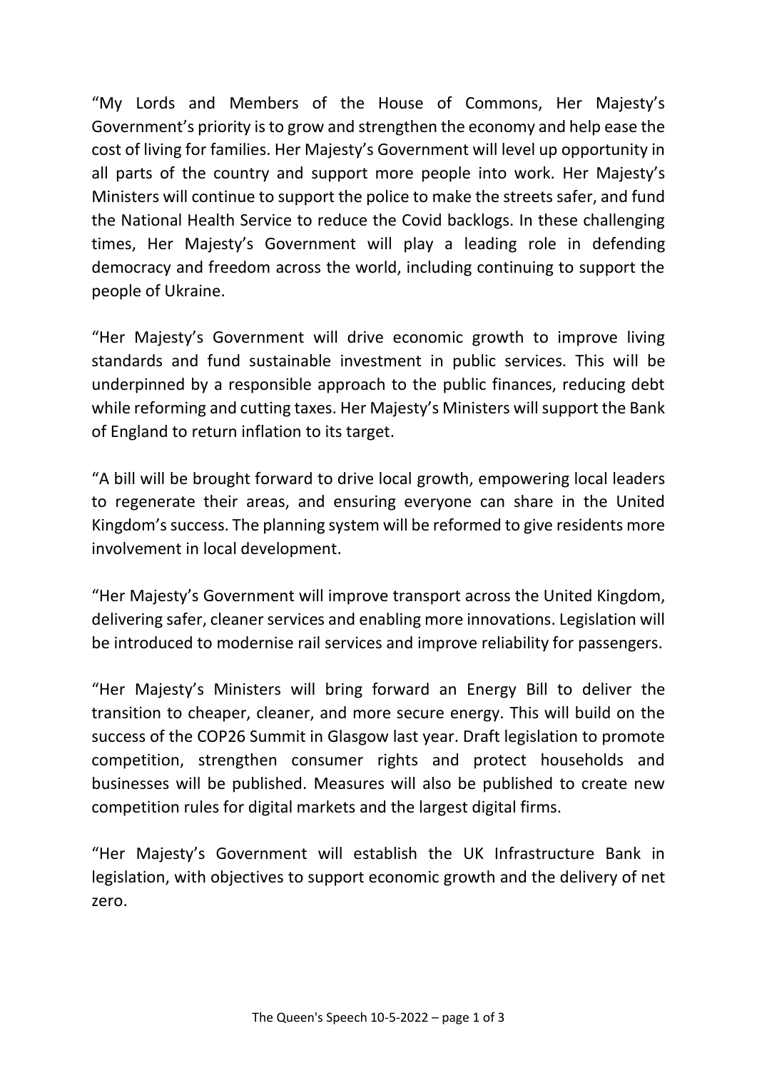"My Lords and Members of the House of Commons, Her Majesty's Government's priority is to grow and strengthen the economy and help ease the cost of living for families. Her Majesty's Government will level up opportunity in all parts of the country and support more people into work. Her Majesty's Ministers will continue to support the police to make the streets safer, and fund the National Health Service to reduce the Covid backlogs. In these challenging times, Her Majesty's Government will play a leading role in defending democracy and freedom across the world, including continuing to support the people of Ukraine.

"Her Majesty's Government will drive economic growth to improve living standards and fund sustainable investment in public services. This will be underpinned by a responsible approach to the public finances, reducing debt while reforming and cutting taxes. Her Majesty's Ministers will support the Bank of England to return inflation to its target.

"A bill will be brought forward to drive local growth, empowering local leaders to regenerate their areas, and ensuring everyone can share in the United Kingdom's success. The planning system will be reformed to give residents more involvement in local development.

"Her Majesty's Government will improve transport across the United Kingdom, delivering safer, cleaner services and enabling more innovations. Legislation will be introduced to modernise rail services and improve reliability for passengers.

"Her Majesty's Ministers will bring forward an Energy Bill to deliver the transition to cheaper, cleaner, and more secure energy. This will build on the success of the COP26 Summit in Glasgow last year. Draft legislation to promote competition, strengthen consumer rights and protect households and businesses will be published. Measures will also be published to create new competition rules for digital markets and the largest digital firms.

"Her Majesty's Government will establish the UK Infrastructure Bank in legislation, with objectives to support economic growth and the delivery of net zero.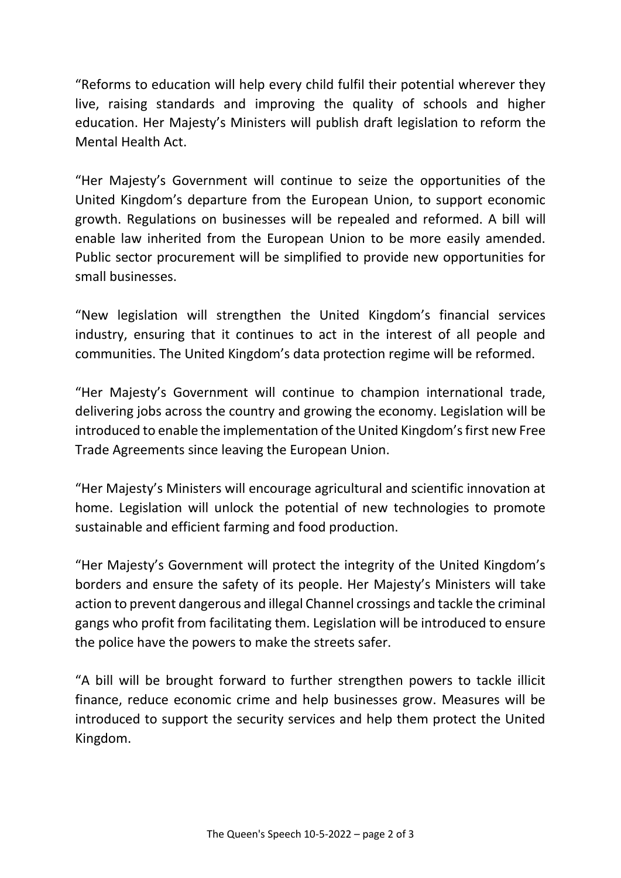“Reforms to education will help every child fulfil their potential wherever they live, raising standards and improving the quality of schools and higher education. Her Majesty’s Ministers will publish draft legislation to reform the Mental Health Act.

“Her Majesty’s Government will continue to seize the opportunities of the United Kingdom’s departure from the European Union, to support economic growth. Regulations on businesses will be repealed and reformed. A bill will enable law inherited from the European Union to be more easily amended. Public sector procurement will be simplified to provide new opportunities for small businesses.

“New legislation will strengthen the United Kingdom’s financial services industry, ensuring that it continues to act in the interest of all people and communities. The United Kingdom’s data protection regime will be reformed.

“Her Majesty’s Government will continue to champion international trade, delivering jobs across the country and growing the economy. Legislation will be introduced to enable the implementation of the United Kingdom’s first new Free Trade Agreements since leaving the European Union.

“Her Majesty’s Ministers will encourage agricultural and scientific innovation at home. Legislation will unlock the potential of new technologies to promote sustainable and efficient farming and food production.

“Her Majesty’s Government will protect the integrity of the United Kingdom’s borders and ensure the safety of its people. Her Majesty’s Ministers will take action to prevent dangerous and illegal Channel crossings and tackle the criminal gangs who profit from facilitating them. Legislation will be introduced to ensure the police have the powers to make the streets safer.

“A bill will be brought forward to further strengthen powers to tackle illicit finance, reduce economic crime and help businesses grow. Measures will be introduced to support the security services and help them protect the United Kingdom.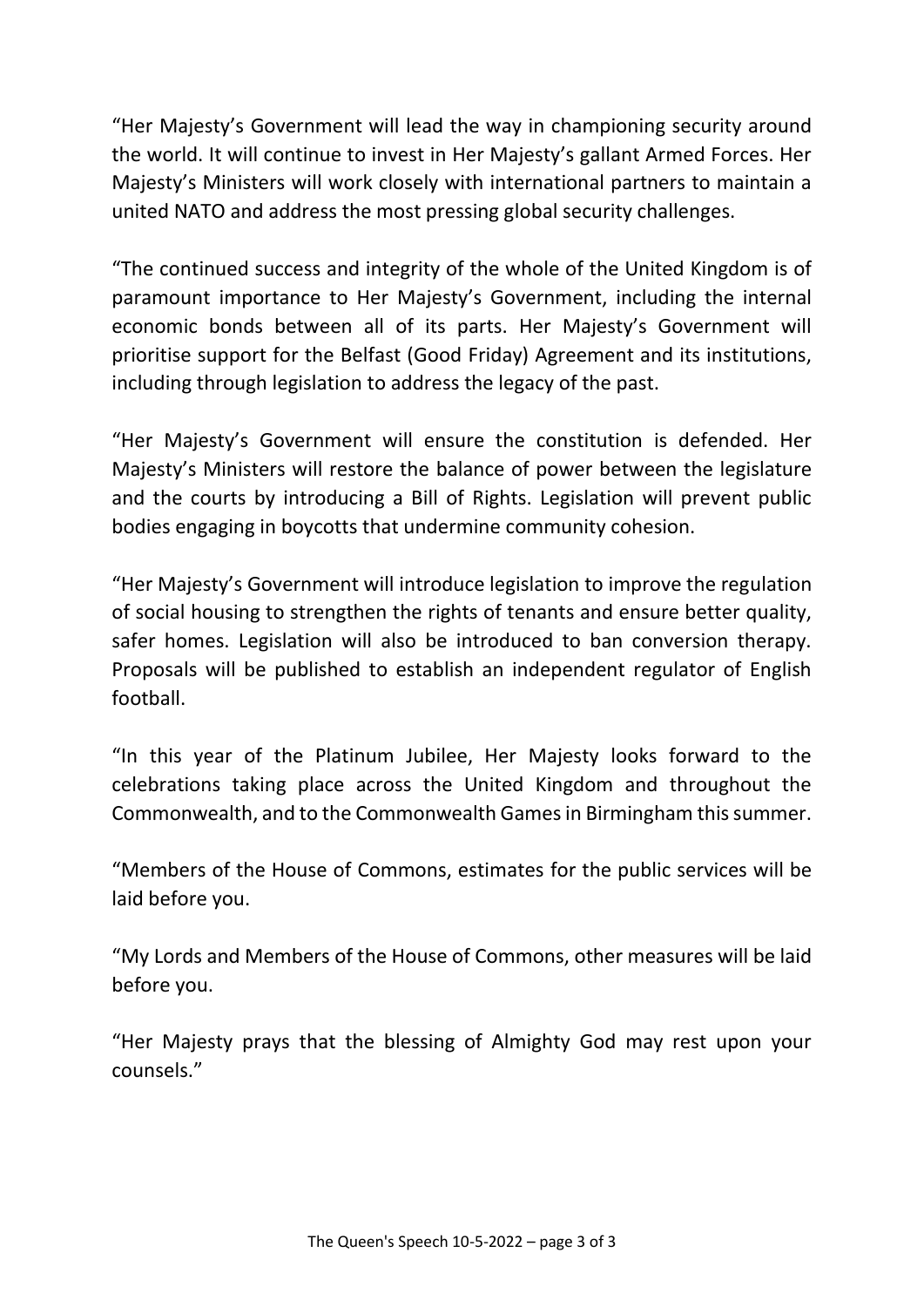“Her Majesty’s Government will lead the way in championing security around the world. It will continue to invest in Her Majesty’s gallant Armed Forces. Her Majesty’s Ministers will work closely with international partners to maintain a united NATO and address the most pressing global security challenges.

“The continued success and integrity of the whole of the United Kingdom is of paramount importance to Her Majesty’s Government, including the internal economic bonds between all of its parts. Her Majesty’s Government will prioritise support for the Belfast (Good Friday) Agreement and its institutions, including through legislation to address the legacy of the past.

“Her Majesty’s Government will ensure the constitution is defended. Her Majesty’s Ministers will restore the balance of power between the legislature and the courts by introducing a Bill of Rights. Legislation will prevent public bodies engaging in boycotts that undermine community cohesion.

“Her Majesty’s Government will introduce legislation to improve the regulation of social housing to strengthen the rights of tenants and ensure better quality, safer homes. Legislation will also be introduced to ban conversion therapy. Proposals will be published to establish an independent regulator of English football.

“In this year of the Platinum Jubilee, Her Majesty looks forward to the celebrations taking place across the United Kingdom and throughout the Commonwealth, and to the Commonwealth Games in Birmingham this summer.

“Members of the House of Commons, estimates for the public services will be laid before you.

“My Lords and Members of the House of Commons, other measures will be laid before you.

“Her Majesty prays that the blessing of Almighty God may rest upon your counsels.”